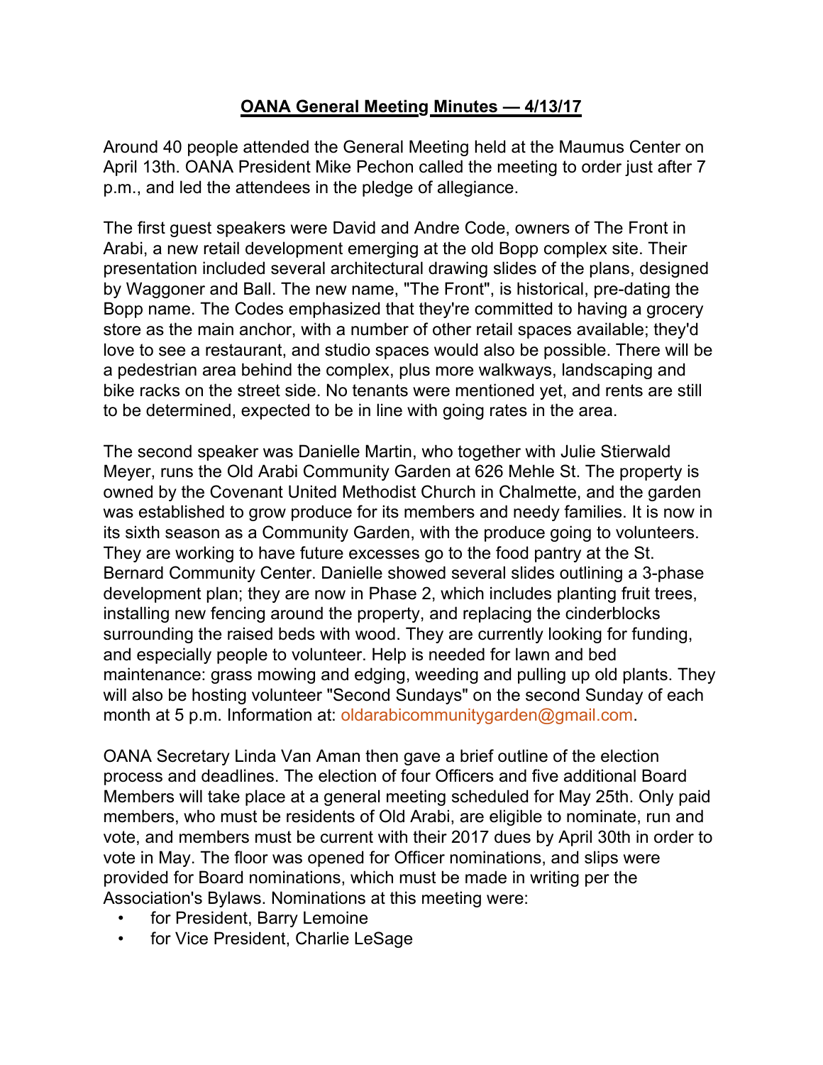# OANA General Meeting Minutes — 4/13/17

Around 40 people attended the General Meeting held at the Maumus Center on April 13th. OANA President Mike Pechon called the meeting to order just after 7 p.m., and led the attendees in the pledge of allegiance.

The first guest speakers were David and Andre Code, owners of The Front in Arabi, a new retail development emerging at the old Bopp complex site. Their presentation included several architectural drawing slides of the plans, designed by Waggoner and Ball. The new name, "The Front", is historical, pre-dating the Bopp name. The Codes emphasized that they're committed to having a grocery store as the main anchor, with a number of other retail spaces available; they'd love to see a restaurant, and studio spaces would also be possible. There will be a pedestrian area behind the complex, plus more walkways, landscaping and bike racks on the street side. No tenants were mentioned yet, and rents are still to be determined, expected to be in line with going rates in the area.

The second speaker was Danielle Martin, who together with Julie Stierwald Meyer, runs the Old Arabi Community Garden at 626 Mehle St. The property is owned by the Covenant United Methodist Church in Chalmette, and the garden was established to grow produce for its members and needy families. It is now in its sixth season as a Community Garden, with the produce going to volunteers. They are working to have future excesses go to the food pantry at the St. Bernard Community Center. Danielle showed several slides outlining a 3-phase development plan; they are now in Phase 2, which includes planting fruit trees, installing new fencing around the property, and replacing the cinderblocks surrounding the raised beds with wood. They are currently looking for funding, and especially people to volunteer. Help is needed for lawn and bed maintenance: grass mowing and edging, weeding and pulling up old plants. They will also be hosting volunteer "Second Sundays" on the second Sunday of each month at 5 p.m. Information at: oldarabicommunitygarden@gmail.com.

OANA Secretary Linda Van Aman then gave a brief outline of the election process and deadlines. The election of four Officers and five additional Board Members will take place at a general meeting scheduled for May 25th. Only paid members, who must be residents of Old Arabi, are eligible to nominate, run and vote, and members must be current with their 2017 dues by April 30th in order to vote in May. The floor was opened for Officer nominations, and slips were provided for Board nominations, which must be made in writing per the Association's Bylaws. Nominations at this meeting were:

- for President, Barry Lemoine
- for Vice President, Charlie LeSage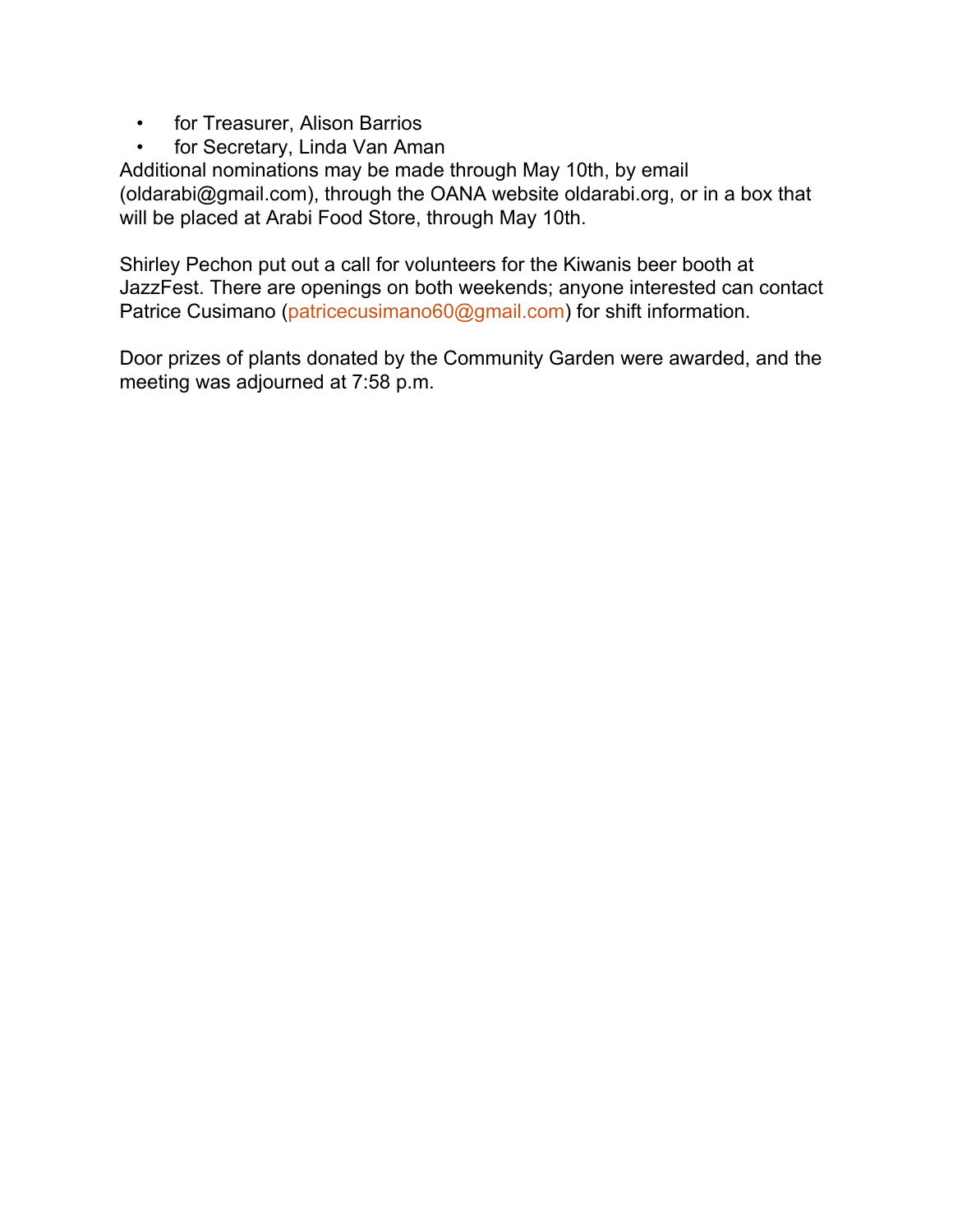- for Treasurer, Alison Barrios
- for Secretary, Linda Van Aman

Additional nominations may be made through May 10th, by email (oldarabi@gmail.com), through the OANA website oldarabi.org, or in a box that will be placed at Arabi Food Store, through May 10th.

Shirley Pechon put out a call for volunteers for the Kiwanis beer booth at JazzFest. There are openings on both weekends; anyone interested can contact Patrice Cusimano (patricecusimano60@gmail.com) for shift information.

Door prizes of plants donated by the Community Garden were awarded, and the meeting was adjourned at 7:58 p.m.